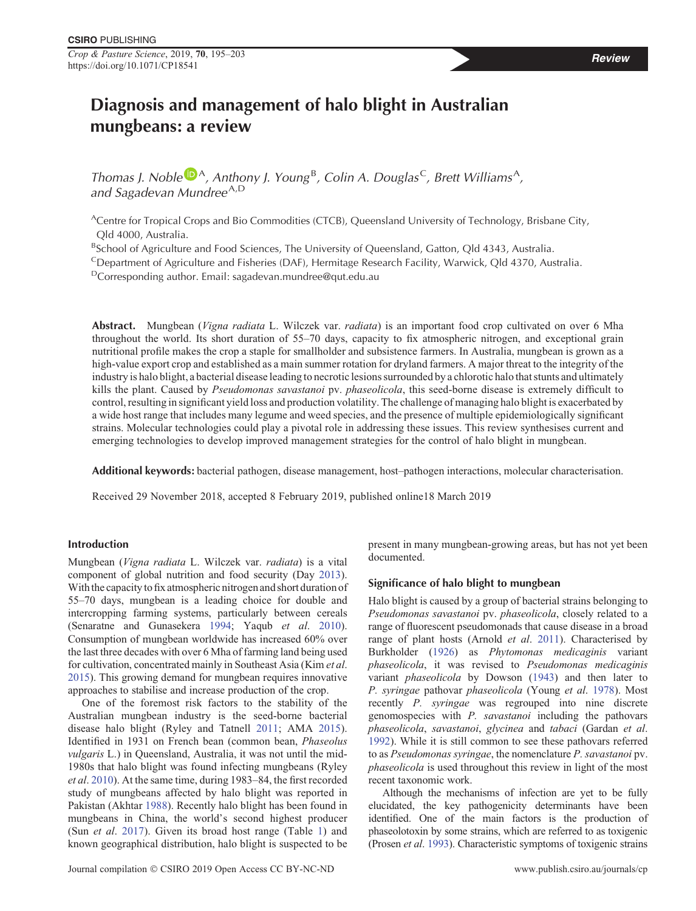# Diagnosis and management of halo blight in Australian mungbeans: a review

*Thomas J. Noble* [A], *Anthony J. Young* [B], *Colin A. Douglas* [C], *Brett Williams* [A], *and Sagadevan Mundree* [A,D]

[A]Centre for Tropical Crops and Bio Commodities (CTCB), Queensland University of Technology, Brisbane City, Qld 4000, Australia.

[B]School of Agriculture and Food Sciences, The University of Queensland, Gatton, Qld 4343, Australia.

[C]Department of Agriculture and Fisheries (DAF), Hermitage Research Facility, Warwick, Qld 4370, Australia.

[D]Corresponding author. Email: sagadevan.mundree@qut.edu.au

**Abstract.** Mungbean (*Vigna radiata* L. Wilczek var. *radiata*) is an important food crop cultivated on over 6 Mha throughout the world. Its short duration of 55–70 days, capacity to fix atmospheric nitrogen, and exceptional grain nutritional profile makes the crop a staple for smallholder and subsistence farmers. In Australia, mungbean is grown as a high-value export crop and established as a main summer rotation for dryland farmers. A major threat to the integrity of the industry is halo blight, a bacterial disease leading to necrotic lesions surrounded by a chlorotic halo that stunts and ultimately kills the plant. Caused by *Pseudomonas savastanoi* pv. *phaseolicola*, this seed-borne disease is extremely difficult to control, resulting in significant yield loss and production volatility. The challenge of managing halo blight is exacerbated by a wide host range that includes many legume and weed species, and the presence of multiple epidemiologically significant strains. Molecular technologies could play a pivotal role in addressing these issues. This review synthesises current and emerging technologies to develop improved management strategies for the control of halo blight in mungbean.

**Additional keywords:** bacterial pathogen, disease management, host–pathogen interactions, molecular characterisation.

Received 29 November 2018, accepted 8 February 2019, published online18 March 2019

## Introduction

Mungbean (*Vigna radiata* L. Wilczek var. *radiata*) is a vital component of global nutrition and food security (Day 2013). With the capacity to fix atmospheric nitrogen and short duration of 55–70 days, mungbean is a leading choice for double and intercropping farming systems, particularly between cereals (Senaratne and Gunasekera 1994; Yaqub *et al*. 2010). Consumption of mungbean worldwide has increased 60% over the last three decades with over 6 Mha of farming land being used for cultivation, concentrated mainly in Southeast Asia (Kim *et al*. 2015). This growing demand for mungbean requires innovative approaches to stabilise and increase production of the crop.

One of the foremost risk factors to the stability of the Australian mungbean industry is the seed-borne bacterial disease halo blight (Ryley and Tatnell 2011; AMA 2015). Identified in 1931 on French bean (common bean, *Phaseolus vulgaris* L.) in Queensland, Australia, it was not until the mid-1980s that halo blight was found infecting mungbeans (Ryley *et al*. 2010). At the same time, during 1983–84, the first recorded study of mungbeans affected by halo blight was reported in Pakistan (Akhtar 1988). Recently halo blight has been found in mungbeans in China, the world's second highest producer (Sun *et al*. 2017). Given its broad host range (Table 1) and known geographical distribution, halo blight is suspected to be present in many mungbean-growing areas, but has not yet been documented.

## Significance of halo blight to mungbean

Halo blight is caused by a group of bacterial strains belonging to *Pseudomonas savastanoi* pv. *phaseolicola*, closely related to a range of fluorescent pseudomonads that cause disease in a broad range of plant hosts (Arnold *et al*. 2011). Characterised by Burkholder (1926) as *Phytomonas medicaginis* variant *phaseolicola*, it was revised to *Pseudomonas medicaginis* variant *phaseolicola* by Dowson (1943) and then later to *P. syringae* pathovar *phaseolicola* (Young *et al*. 1978). Most recently *P. syringae* was regrouped into nine discrete genomospecies with *P. savastanoi* including the pathovars *phaseolicola*, *savastanoi*, *glycinea* and *tabaci* (Gardan *et al*. 1992). While it is still common to see these pathovars referred to as *Pseudomonas syringae*, the nomenclature *P. savastanoi* pv. *phaseolicola* is used throughout this review in light of the most recent taxonomic work.

Although the mechanisms of infection are yet to be fully elucidated, the key pathogenicity determinants have been identified. One of the main factors is the production of phaseolotoxin by some strains, which are referred to as toxigenic (Prosen *et al*. 1993). Characteristic symptoms of toxigenic strains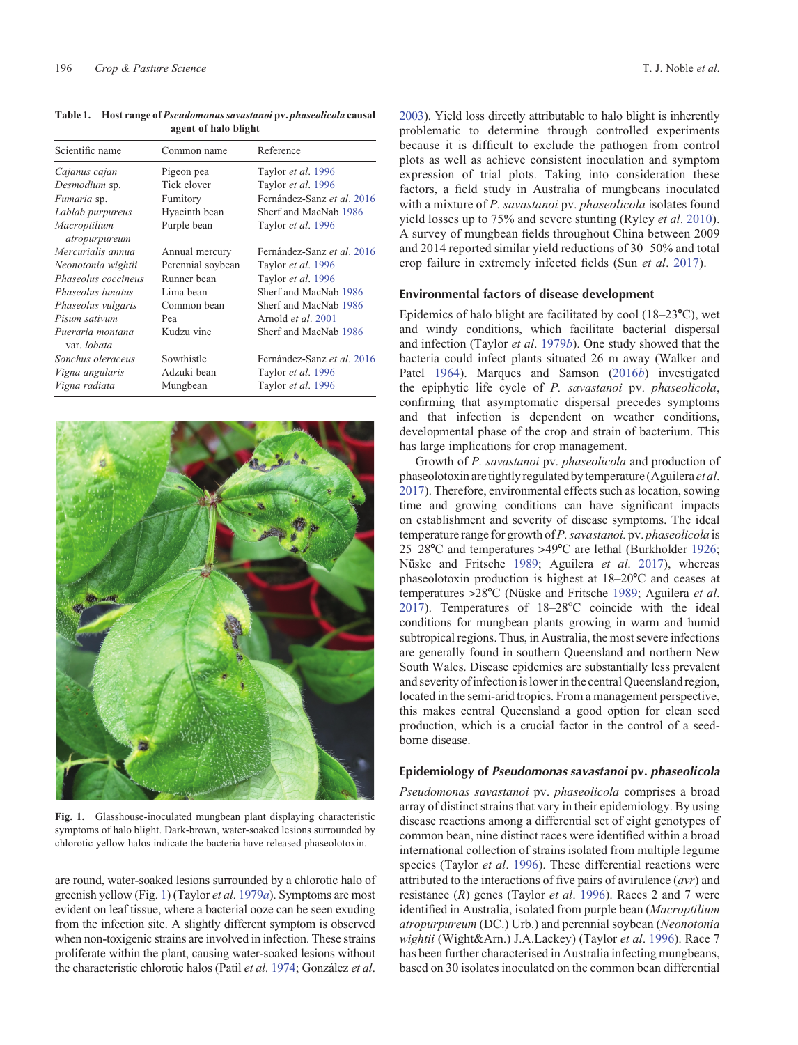**Table 1. Host range of *Pseudomonas savastanoi* pv. *phaseolicola* causal agent of halo blight**

| Scientific name | Common name | Reference |
|---|---|---|
| *Cajanus cajan* | Pigeon pea | Taylor *et al*. 1996 |
| *Desmodium* sp. | Tick clover | Taylor *et al*. 1996 |
| *Fumaria* sp. | Fumitory | Fernández-Sanz *et al*. 2016 |
| *Lablab purpureus* | Hyacinth bean | Sherf and MacNab 1986 |
| *Macroptilium atropurpureum* | Purple bean | Taylor *et al*. 1996 |
| *Mercurialis annua* | Annual mercury | Fernández-Sanz *et al*. 2016 |
| *Neonotonia wightii* | Perennial soybean | Taylor *et al*. 1996 |
| *Phaseolus coccineus* | Runner bean | Taylor *et al*. 1996 |
| *Phaseolus lunatus* | Lima bean | Sherf and MacNab 1986 |
| *Phaseolus vulgaris* | Common bean | Sherf and MacNab 1986 |
| *Pisum sativum* | Pea | Arnold *et al*. 2001 |
| *Pueraria montana* var. *lobata* | Kudzu vine | Sherf and MacNab 1986 |
| *Sonchus oleraceus* | Sowthistle | Fernández-Sanz *et al*. 2016 |
| *Vigna angularis* | Adzuki bean | Taylor *et al*. 1996 |
| *Vigna radiata* | Mungbean | Taylor *et al*. 1996 |

**Fig. 1.** Glasshouse-inoculated mungbean plant displaying characteristic symptoms of halo blight. Dark-brown, water-soaked lesions surrounded by chlorotic yellow halos indicate the bacteria have released phaseolotoxin.

are round, water-soaked lesions surrounded by a chlorotic halo of greenish yellow (Fig. 1) (Taylor *et al*. 1979*a*). Symptoms are most evident on leaf tissue, where a bacterial ooze can be seen exuding from the infection site. A slightly different symptom is observed when non-toxigenic strains are involved in infection. These strains proliferate within the plant, causing water-soaked lesions without the characteristic chlorotic halos (Patil *et al*. 1974; González *et al*. 2003). Yield loss directly attributable to halo blight is inherently problematic to determine through controlled experiments because it is difficult to exclude the pathogen from control plots as well as achieve consistent inoculation and symptom expression of trial plots. Taking into consideration these factors, a field study in Australia of mungbeans inoculated with a mixture of *P. savastanoi* pv. *phaseolicola* isolates found yield losses up to 75% and severe stunting (Ryley *et al*. 2010). A survey of mungbean fields throughout China between 2009 and 2014 reported similar yield reductions of 30–50% and total crop failure in extremely infected fields (Sun *et al*. 2017).

## Environmental factors of disease development

Epidemics of halo blight are facilitated by cool (18–23°C), wet and windy conditions, which facilitate bacterial dispersal and infection (Taylor *et al*. 1979*b*). One study showed that the bacteria could infect plants situated 26 m away (Walker and Patel 1964). Marques and Samson (2016*b*) investigated the epiphytic life cycle of *P. savastanoi* pv. *phaseolicola*, confirming that asymptomatic dispersal precedes symptoms and that infection is dependent on weather conditions, developmental phase of the crop and strain of bacterium. This has large implications for crop management.

Growth of *P. savastanoi* pv. *phaseolicola* and production of phaseolotoxin are tightly regulated by temperature (Aguilera *et al*. 2017). Therefore, environmental effects such as location, sowing time and growing conditions can have significant impacts on establishment and severity of disease symptoms. The ideal temperature range for growth of *P. savastanoi.* pv. *phaseolicola* is 25–28°C and temperatures >49°C are lethal (Burkholder 1926; Nüske and Fritsche 1989; Aguilera *et al*. 2017), whereas phaseolotoxin production is highest at 18–20°C and ceases at temperatures >28°C (Nüske and Fritsche 1989; Aguilera *et al*. 2017). Temperatures of 18–28°C coincide with the ideal conditions for mungbean plants growing in warm and humid subtropical regions. Thus, in Australia, the most severe infections are generally found in southern Queensland and northern New South Wales. Disease epidemics are substantially less prevalent and severity of infection is lower in the central Queensland region, located in the semi-arid tropics. From a management perspective, this makes central Queensland a good option for clean seed production, which is a crucial factor in the control of a seed-borne disease.

## Epidemiology of *Pseudomonas savastanoi* pv. *phaseolicola*

*Pseudomonas savastanoi* pv. *phaseolicola* comprises a broad array of distinct strains that vary in their epidemiology. By using disease reactions among a differential set of eight genotypes of common bean, nine distinct races were identified within a broad international collection of strains isolated from multiple legume species (Taylor *et al*. 1996). These differential reactions were attributed to the interactions of five pairs of avirulence (*avr*) and resistance (*R*) genes (Taylor *et al*. 1996). Races 2 and 7 were identified in Australia, isolated from purple bean (*Macroptilium atropurpureum* (DC.) Urb.) and perennial soybean (*Neonotonia wightii* (Wight&Arn.) J.A.Lackey) (Taylor *et al*. 1996). Race 7 has been further characterised in Australia infecting mungbeans, based on 30 isolates inoculated on the common bean differential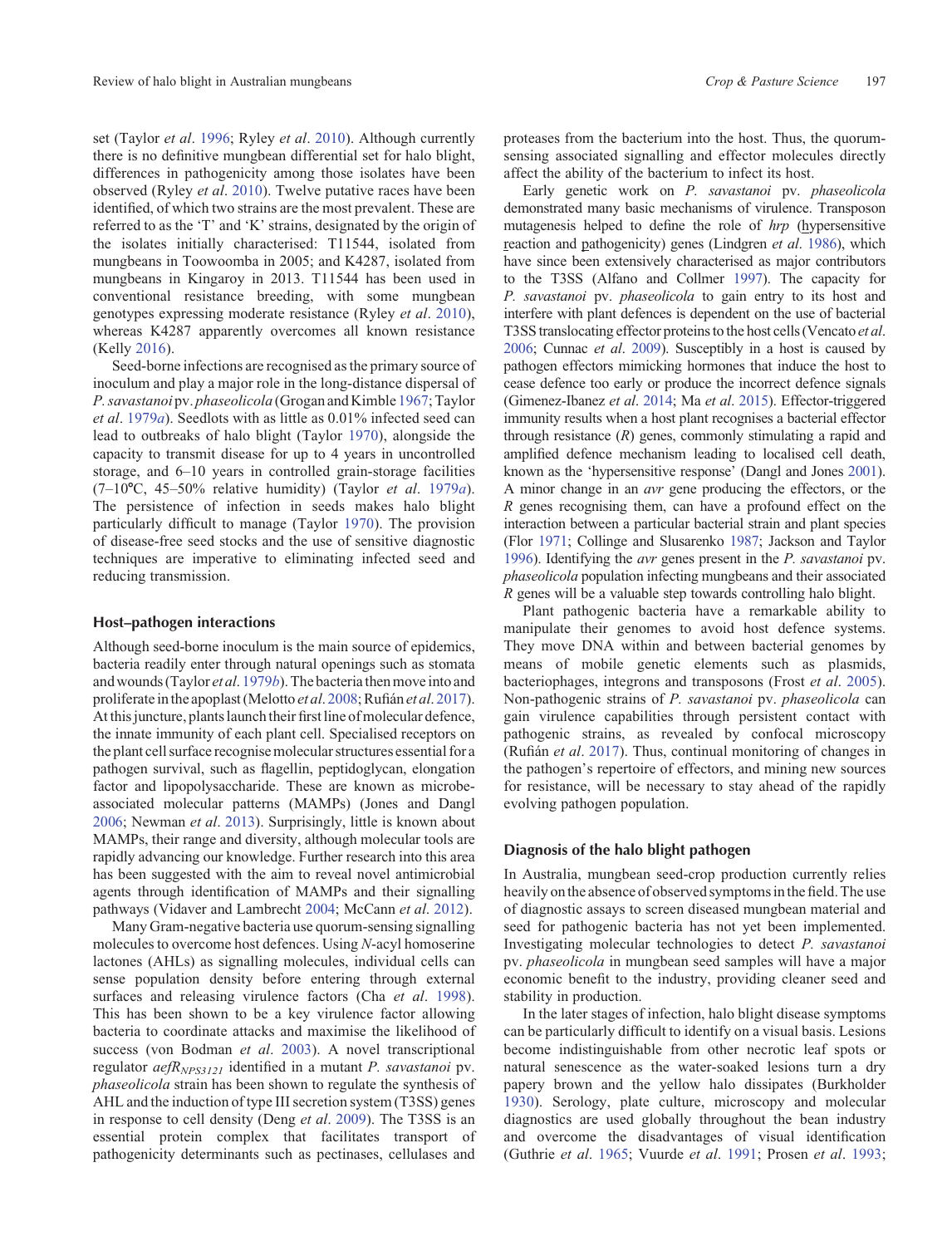set (Taylor *et al*. 1996; Ryley *et al*. 2010). Although currently there is no definitive mungbean differential set for halo blight, differences in pathogenicity among those isolates have been observed (Ryley *et al*. 2010). Twelve putative races have been identified, of which two strains are the most prevalent. These are referred to as the 'T' and 'K' strains, designated by the origin of the isolates initially characterised: T11544, isolated from mungbeans in Toowoomba in 2005; and K4287, isolated from mungbeans in Kingaroy in 2013. T11544 has been used in conventional resistance breeding, with some mungbean genotypes expressing moderate resistance (Ryley *et al*. 2010), whereas K4287 apparently overcomes all known resistance (Kelly 2016).

Seed-borne infections are recognised as the primary source of inoculum and play a major role in the long-distance dispersal of *P. savastanoi* pv. *phaseolicola* (Grogan and Kimble 1967; Taylor *et al*. 1979*a*). Seedlots with as little as 0.01% infected seed can lead to outbreaks of halo blight (Taylor 1970), alongside the capacity to transmit disease for up to 4 years in uncontrolled storage, and 6–10 years in controlled grain-storage facilities (7–10°C, 45–50% relative humidity) (Taylor *et al*. 1979*a*). The persistence of infection in seeds makes halo blight particularly difficult to manage (Taylor 1970). The provision of disease-free seed stocks and the use of sensitive diagnostic techniques are imperative to eliminating infected seed and reducing transmission.

## Host–pathogen interactions

Although seed-borne inoculum is the main source of epidemics, bacteria readily enter through natural openings such as stomata and wounds (Taylor *et al*. 1979*b*). The bacteria then move into and proliferate in the apoplast (Melotto *et al*. 2008; Rufián *et al*. 2017). At this juncture, plants launch their first line of molecular defence, the innate immunity of each plant cell. Specialised receptors on the plant cell surface recognise molecular structures essential for a pathogen survival, such as flagellin, peptidoglycan, elongation factor and lipopolysaccharide. These are known as microbe-associated molecular patterns (MAMPs) (Jones and Dangl 2006; Newman *et al*. 2013). Surprisingly, little is known about MAMPs, their range and diversity, although molecular tools are rapidly advancing our knowledge. Further research into this area has been suggested with the aim to reveal novel antimicrobial agents through identification of MAMPs and their signalling pathways (Vidaver and Lambrecht 2004; McCann *et al*. 2012).

Many Gram-negative bacteria use quorum-sensing signalling molecules to overcome host defences. Using *N*-acyl homoserine lactones (AHLs) as signalling molecules, individual cells can sense population density before entering through external surfaces and releasing virulence factors (Cha *et al*. 1998). This has been shown to be a key virulence factor allowing bacteria to coordinate attacks and maximise the likelihood of success (von Bodman *et al*. 2003). A novel transcriptional regulator $aefR_{NPS3121}$ identified in a mutant *P. savastanoi* pv. *phaseolicola* strain has been shown to regulate the synthesis of AHL and the induction of type III secretion system (T3SS) genes in response to cell density (Deng *et al*. 2009). The T3SS is an essential protein complex that facilitates transport of pathogenicity determinants such as pectinases, cellulases and proteases from the bacterium into the host. Thus, the quorum-sensing associated signalling and effector molecules directly affect the ability of the bacterium to infect its host.

Early genetic work on *P. savastanoi* pv. *phaseolicola* demonstrated many basic mechanisms of virulence. Transposon mutagenesis helped to define the role of *hrp* (hypersensitive reaction and pathogenicity) genes (Lindgren *et al*. 1986), which have since been extensively characterised as major contributors to the T3SS (Alfano and Collmer 1997). The capacity for *P. savastanoi* pv. *phaseolicola* to gain entry to its host and interfere with plant defences is dependent on the use of bacterial T3SS translocating effector proteins to the host cells (Vencato *et al*. 2006; Cunnac *et al*. 2009). Susceptibly in a host is caused by pathogen effectors mimicking hormones that induce the host to cease defence too early or produce the incorrect defence signals (Gimenez-Ibanez *et al*. 2014; Ma *et al*. 2015). Effector-triggered immunity results when a host plant recognises a bacterial effector through resistance (*R*) genes, commonly stimulating a rapid and amplified defence mechanism leading to localised cell death, known as the 'hypersensitive response' (Dangl and Jones 2001). A minor change in an *avr* gene producing the effectors, or the *R* genes recognising them, can have a profound effect on the interaction between a particular bacterial strain and plant species (Flor 1971; Collinge and Slusarenko 1987; Jackson and Taylor 1996). Identifying the *avr* genes present in the *P. savastanoi* pv. *phaseolicola* population infecting mungbeans and their associated *R* genes will be a valuable step towards controlling halo blight.

Plant pathogenic bacteria have a remarkable ability to manipulate their genomes to avoid host defence systems. They move DNA within and between bacterial genomes by means of mobile genetic elements such as plasmids, bacteriophages, integrons and transposons (Frost *et al*. 2005). Non-pathogenic strains of *P. savastanoi* pv. *phaseolicola* can gain virulence capabilities through persistent contact with pathogenic strains, as revealed by confocal microscopy (Rufián *et al*. 2017). Thus, continual monitoring of changes in the pathogen's repertoire of effectors, and mining new sources for resistance, will be necessary to stay ahead of the rapidly evolving pathogen population.

## Diagnosis of the halo blight pathogen

In Australia, mungbean seed-crop production currently relies heavily on the absence of observed symptoms in the field. The use of diagnostic assays to screen diseased mungbean material and seed for pathogenic bacteria has not yet been implemented. Investigating molecular technologies to detect *P. savastanoi* pv. *phaseolicola* in mungbean seed samples will have a major economic benefit to the industry, providing cleaner seed and stability in production.

In the later stages of infection, halo blight disease symptoms can be particularly difficult to identify on a visual basis. Lesions become indistinguishable from other necrotic leaf spots or natural senescence as the water-soaked lesions turn a dry papery brown and the yellow halo dissipates (Burkholder 1930). Serology, plate culture, microscopy and molecular diagnostics are used globally throughout the bean industry and overcome the disadvantages of visual identification (Guthrie *et al*. 1965; Vuurde *et al*. 1991; Prosen *et al*. 1993;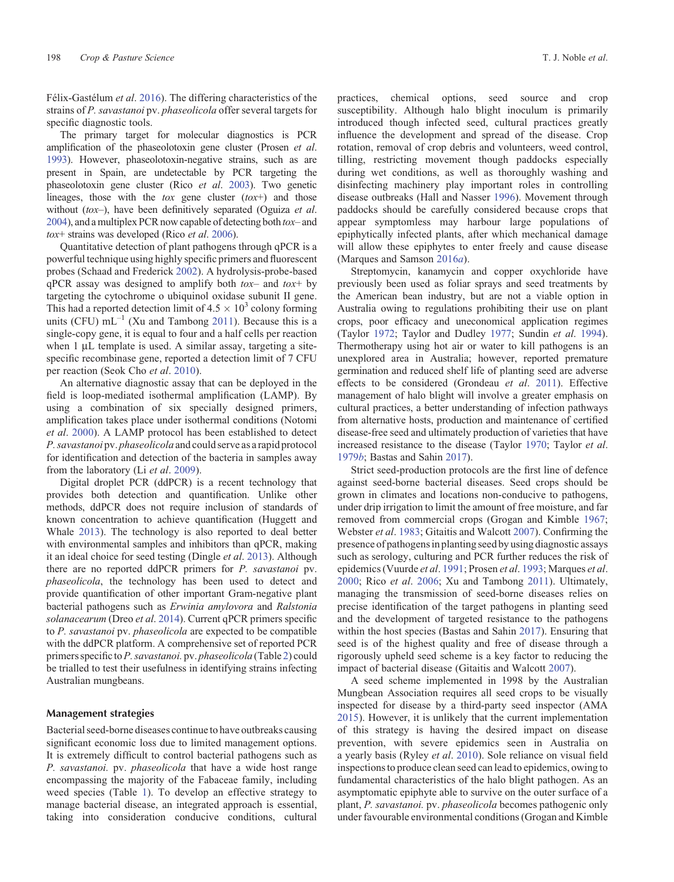Félix-Gastélum *et al*. 2016). The differing characteristics of the strains of *P. savastanoi* pv. *phaseolicola* offer several targets for specific diagnostic tools.

The primary target for molecular diagnostics is PCR amplification of the phaseolotoxin gene cluster (Prosen *et al*. 1993). However, phaseolotoxin-negative strains, such as are present in Spain, are undetectable by PCR targeting the phaseolotoxin gene cluster (Rico *et al*. 2003). Two genetic lineages, those with the *tox* gene cluster (*tox*+) and those without (*tox*–), have been definitively separated (Oguiza *et al*. 2004), and a multiplex PCR now capable of detecting both *tox*– and *tox*+ strains was developed (Rico *et al*. 2006).

Quantitative detection of plant pathogens through qPCR is a powerful technique using highly specific primers and fluorescent probes (Schaad and Frederick 2002). A hydrolysis-probe-based qPCR assay was designed to amplify both *tox*– and *tox*+ by targeting the cytochrome o ubiquinol oxidase subunit II gene. This had a reported detection limit of $4.5 \times 10^3$ colony forming units (CFU) $mL^{-1}$ (Xu and Tambong 2011). Because this is a single-copy gene, it is equal to four and a half cells per reaction when 1 μL template is used. A similar assay, targeting a site-specific recombinase gene, reported a detection limit of 7 CFU per reaction (Seok Cho *et al*. 2010).

An alternative diagnostic assay that can be deployed in the field is loop-mediated isothermal amplification (LAMP). By using a combination of six specially designed primers, amplification takes place under isothermal conditions (Notomi *et al*. 2000). A LAMP protocol has been established to detect *P. savastanoi* pv. *phaseolicola* and could serve as a rapid protocol for identification and detection of the bacteria in samples away from the laboratory (Li *et al*. 2009).

Digital droplet PCR (ddPCR) is a recent technology that provides both detection and quantification. Unlike other methods, ddPCR does not require inclusion of standards of known concentration to achieve quantification (Huggett and Whale 2013). The technology is also reported to deal better with environmental samples and inhibitors than qPCR, making it an ideal choice for seed testing (Dingle *et al*. 2013). Although there are no reported ddPCR primers for *P. savastanoi* pv. *phaseolicola*, the technology has been used to detect and provide quantification of other important Gram-negative plant bacterial pathogens such as *Erwinia amylovora* and *Ralstonia solanacearum* (Dreo *et al*. 2014). Current qPCR primers specific to *P. savastanoi* pv. *phaseolicola* are expected to be compatible with the ddPCR platform. A comprehensive set of reported PCR primers specific to *P. savastanoi.* pv. *phaseolicola* (Table 2) could be trialled to test their usefulness in identifying strains infecting Australian mungbeans.

## Management strategies

Bacterial seed-borne diseases continue to have outbreaks causing significant economic loss due to limited management options. It is extremely difficult to control bacterial pathogens such as *P. savastanoi.* pv. *phaseolicola* that have a wide host range encompassing the majority of the Fabaceae family, including weed species (Table 1). To develop an effective strategy to manage bacterial disease, an integrated approach is essential, taking into consideration conducive conditions, cultural practices, chemical options, seed source and crop susceptibility. Although halo blight inoculum is primarily introduced though infected seed, cultural practices greatly influence the development and spread of the disease. Crop rotation, removal of crop debris and volunteers, weed control, tilling, restricting movement though paddocks especially during wet conditions, as well as thoroughly washing and disinfecting machinery play important roles in controlling disease outbreaks (Hall and Nasser 1996). Movement through paddocks should be carefully considered because crops that appear symptomless may harbour large populations of epiphytically infected plants, after which mechanical damage will allow these epiphytes to enter freely and cause disease (Marques and Samson 2016*a*).

Streptomycin, kanamycin and copper oxychloride have previously been used as foliar sprays and seed treatments by the American bean industry, but are not a viable option in Australia owing to regulations prohibiting their use on plant crops, poor efficacy and uneconomical application regimes (Taylor 1972; Taylor and Dudley 1977; Sundin *et al*. 1994). Thermotherapy using hot air or water to kill pathogens is an unexplored area in Australia; however, reported premature germination and reduced shelf life of planting seed are adverse effects to be considered (Grondeau *et al*. 2011). Effective management of halo blight will involve a greater emphasis on cultural practices, a better understanding of infection pathways from alternative hosts, production and maintenance of certified disease-free seed and ultimately production of varieties that have increased resistance to the disease (Taylor 1970; Taylor *et al*. 1979*b*; Bastas and Sahin 2017).

Strict seed-production protocols are the first line of defence against seed-borne bacterial diseases. Seed crops should be grown in climates and locations non-conducive to pathogens, under drip irrigation to limit the amount of free moisture, and far removed from commercial crops (Grogan and Kimble 1967; Webster *et al*. 1983; Gitaitis and Walcott 2007). Confirming the presence of pathogens in planting seed by using diagnostic assays such as serology, culturing and PCR further reduces the risk of epidemics (Vuurde *et al*. 1991; Prosen *et al*. 1993; Marques *et al*. 2000; Rico *et al*. 2006; Xu and Tambong 2011). Ultimately, managing the transmission of seed-borne diseases relies on precise identification of the target pathogens in planting seed and the development of targeted resistance to the pathogens within the host species (Bastas and Sahin 2017). Ensuring that seed is of the highest quality and free of disease through a rigorously upheld seed scheme is a key factor to reducing the impact of bacterial disease (Gitaitis and Walcott 2007).

A seed scheme implemented in 1998 by the Australian Mungbean Association requires all seed crops to be visually inspected for disease by a third-party seed inspector (AMA 2015). However, it is unlikely that the current implementation of this strategy is having the desired impact on disease prevention, with severe epidemics seen in Australia on a yearly basis (Ryley *et al*. 2010). Sole reliance on visual field inspections to produce clean seed can lead to epidemics, owing to fundamental characteristics of the halo blight pathogen. As an asymptomatic epiphyte able to survive on the outer surface of a plant, *P. savastanoi.* pv. *phaseolicola* becomes pathogenic only under favourable environmental conditions (Grogan and Kimble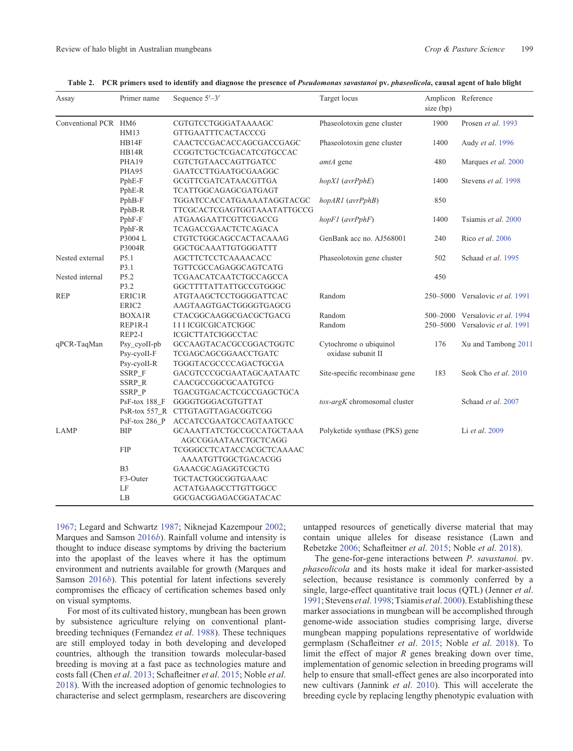**Table 2. PCR primers used to identify and diagnose the presence of *Pseudomonas savastanoi* pv. *phaseolicola*, causal agent of halo blight**

| Assay | Primer name | Sequence 5′–3′ | Target locus | Amplicon size (bp) | Reference |
|---|---|---|---|---|---|
| Conventional PCR | HM6 | CGTGTCCTGGGATAAAAGC | Phaseolotoxin gene cluster | 1900 | Prosen *et al*. 1993 |
| | HM13 | GTTGAATTTCACTACCCG | | | |
| | HB14F | CAACTCCGACACCAGCGACCGAGC | Phaseolotoxin gene cluster | 1400 | Audy *et al*. 1996 |
| | HB14R | CCGGTCTGCTCGACATCGTGCCAC | | | |
| | PHA19 | CGTCTGTAACCAGTTGATCC | *amtA* gene | 480 | Marques *et al*. 2000 |
| | PHA95 | GAATCCTTGAATGCGAAGGC | | | |
| | PphE-F | GCGTTCGATCATAACGTTGA | *hopX1* (*avrPphE*) | 1400 | Stevens *et al*. 1998 |
| | PphE-R | TCATTGGCAGAGCGATGAGT | | | |
| | PphB-F | TGGATCCACCATGAAAATAGGTACGC | *hopAR1* (*avrPphB*) | 850 | |
| | PphB-R | TTCGCACTCGAGTGGTAAATATTGCCG | | | |
| | PphF-F | ATGAAGAATTCGTTCGACCG | *hopF1* (*avrPphF*) | 1400 | Tsiamis *et al*. 2000 |
| | PphF-R | TCAGACCGAACTCTCAGACA | | | |
| | P3004 L | CTGTCTGGCAGCCACTACAAAG | GenBank acc no. AJ568001 | 240 | Rico *et al*. 2006 |
| | P3004R | GGCTGCAAATTGTGGGATTT | | | |
| Nested external | P5.1 | AGCTTCTCCTCAAAACACC | Phaseolotoxin gene cluster | 502 | Schaad *et al*. 1995 |
| | P3.1 | TGTTCGCCAGAGGCAGTCATG | | | |
| Nested internal | P5.2 | TCGAACATCAATCTGCCAGCCA | | 450 | |
| | P3.2 | GGCTTTTATTATTGCCGTGGGC | | | |
| REP | ERIC1R | ATGTAAGCTCCTGGGGATTCAC | Random | 250–5000 | Versalovic *et al*. 1991 |
| | ERIC2 | AAGTAAGTGACTGGGGTGAGCG | | | |
| | BOXA1R | CTACGGCAAGGCGACGCTGACG | Random | 500–2000 | Versalovic *et al*. 1994 |
| | REP1R-I | I I I ICGICGICATCIGGC | Random | 250–5000 | Versalovic *et al*. 1991 |
| | REP2-I | ICGICTTATCIGGCCTAC | | | |
| qPCR-TaqMan | Psy_cyoII-pb | GCCAAGTACACGCCGGACTGGTC | Cytochrome o ubiquinol oxidase subunit II | 176 | Xu and Tambong 2011 |
| | Psy-cyoII-F | TCGAGCAGCGGAACCTGATC | | | |
| | Psy-cyoII-R | TGGGTACGCCCCAGACTGCGA | | | |
| | SSRP_F | GACGTCCCGCGAATAGCAATAATC | Site-specific recombinase gene | 183 | Seok Cho *et al*. 2010 |
| | SSRP_R | CAACGCCGGCGCAATGTCG | | | |
| | SSRP_P | TGACGTGACACTCGCCGAGCTGCA | | | |
| | PsF-tox 188_F | GGGGTGGGACGTGTTAT | *tox-argK* chromosomal cluster | | Schaad *et al*. 2007 |
| | PsR-tox 557_R | CTTGTAGTTAGACGGTCGG | | | |
| | PsF-tox 286_P | ACCATCCGAATGCCAGTAATGCC | | | |
| LAMP | BIP | GCAAATTATCTGCCGCCATGCTAAAGCCGGAATAACTGCTCAGG | Polyketide synthase (PKS) gene | | Li *et al*. 2009 |
| | FIP | TCGGGCCTCATACCACGCTCAAAACAAAATGTTGGCTGACACGG | | | |
| | B3 | GAAACGCAGAGGTCGCTG | | | |
| | F3-Outer | TGCTACTGGCGGTGAAAC | | | |
| | LF | ACTATGAAGCCTTGTTGGCC | | | |
| | LB | GGCGACGGAGACGGATACAC | | | |

1967; Legard and Schwartz 1987; Niknejad Kazempour 2002; Marques and Samson 2016*b*). Rainfall volume and intensity is thought to induce disease symptoms by driving the bacterium into the apoplast of the leaves where it has the optimum environment and nutrients available for growth (Marques and Samson 2016*b*). This potential for latent infections severely compromises the efficacy of certification schemes based only on visual symptoms.

For most of its cultivated history, mungbean has been grown by subsistence agriculture relying on conventional plant-breeding techniques (Fernandez *et al*. 1988). These techniques are still employed today in both developing and developed countries, although the transition towards molecular-based breeding is moving at a fast pace as technologies mature and costs fall (Chen *et al*. 2013; Schafleitner *et al*. 2015; Noble *et al*. 2018). With the increased adoption of genomic technologies to characterise and select germplasm, researchers are discovering untapped resources of genetically diverse material that may contain unique alleles for disease resistance (Lawn and Rebetzke 2006; Schafleitner *et al*. 2015; Noble *et al*. 2018).

The gene-for-gene interactions between *P. savastanoi.* pv. *phaseolicola* and its hosts make it ideal for marker-assisted selection, because resistance is commonly conferred by a single, large-effect quantitative trait locus (QTL) (Jenner *et al*. 1991; Stevens *et al*. 1998; Tsiamis *et al*. 2000). Establishing these marker associations in mungbean will be accomplished through genome-wide association studies comprising large, diverse mungbean mapping populations representative of worldwide germplasm (Schafleitner *et al*. 2015; Noble *et al*. 2018). To limit the effect of major *R* genes breaking down over time, implementation of genomic selection in breeding programs will help to ensure that small-effect genes are also incorporated into new cultivars (Jannink *et al*. 2010). This will accelerate the breeding cycle by replacing lengthy phenotypic evaluation with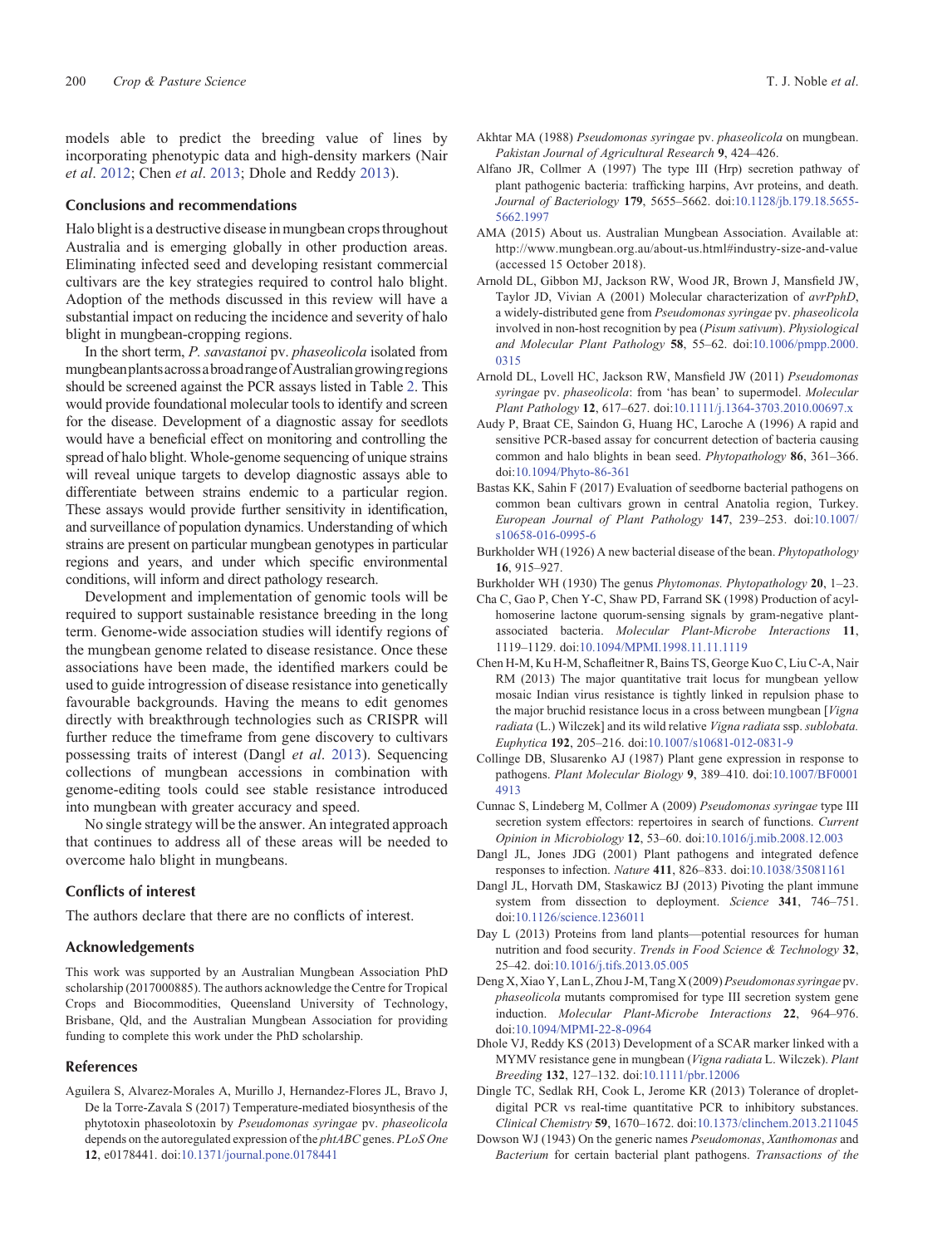models able to predict the breeding value of lines by incorporating phenotypic data and high-density markers (Nair *et al*. 2012; Chen *et al*. 2013; Dhole and Reddy 2013).

## Conclusions and recommendations

Halo blight is a destructive disease in mungbean crops throughout Australia and is emerging globally in other production areas. Eliminating infected seed and developing resistant commercial cultivars are the key strategies required to control halo blight. Adoption of the methods discussed in this review will have a substantial impact on reducing the incidence and severity of halo blight in mungbean-cropping regions.

In the short term, *P. savastanoi* pv. *phaseolicola* isolated from mungbean plants across a broad range of Australian growing regions should be screened against the PCR assays listed in Table 2. This would provide foundational molecular tools to identify and screen for the disease. Development of a diagnostic assay for seedlots would have a beneficial effect on monitoring and controlling the spread of halo blight. Whole-genome sequencing of unique strains will reveal unique targets to develop diagnostic assays able to differentiate between strains endemic to a particular region. These assays would provide further sensitivity in identification, and surveillance of population dynamics. Understanding of which strains are present on particular mungbean genotypes in particular regions and years, and under which specific environmental conditions, will inform and direct pathology research.

Development and implementation of genomic tools will be required to support sustainable resistance breeding in the long term. Genome-wide association studies will identify regions of the mungbean genome related to disease resistance. Once these associations have been made, the identified markers could be used to guide introgression of disease resistance into genetically favourable backgrounds. Having the means to edit genomes directly with breakthrough technologies such as CRISPR will further reduce the timeframe from gene discovery to cultivars possessing traits of interest (Dangl *et al*. 2013). Sequencing collections of mungbean accessions in combination with genome-editing tools could see stable resistance introduced into mungbean with greater accuracy and speed.

No single strategy will be the answer. An integrated approach that continues to address all of these areas will be needed to overcome halo blight in mungbeans.

## Conflicts of interest

The authors declare that there are no conflicts of interest.

## Acknowledgements

This work was supported by an Australian Mungbean Association PhD scholarship (2017000885). The authors acknowledge the Centre for Tropical Crops and Biocommodities, Queensland University of Technology, Brisbane, Qld, and the Australian Mungbean Association for providing funding to complete this work under the PhD scholarship.

## References

Aguilera S, Alvarez-Morales A, Murillo J, Hernandez-Flores JL, Bravo J, De la Torre-Zavala S (2017) Temperature-mediated biosynthesis of the phytotoxin phaseolotoxin by *Pseudomonas syringae* pv. *phaseolicola* depends on the autoregulated expression of the *phtABC* genes. *PLoS One* **12**, e0178441. doi:10.1371/journal.pone.0178441

Akhtar MA (1988) *Pseudomonas syringae* pv. *phaseolicola* on mungbean. *Pakistan Journal of Agricultural Research* **9**, 424–426.

Alfano JR, Collmer A (1997) The type III (Hrp) secretion pathway of plant pathogenic bacteria: trafficking harpins, Avr proteins, and death. *Journal of Bacteriology* **179**, 5655–5662. doi:10.1128/jb.179.18.5655-5662.1997

AMA (2015) About us. Australian Mungbean Association. Available at: http://www.mungbean.org.au/about-us.html#industry-size-and-value (accessed 15 October 2018).

Arnold DL, Gibbon MJ, Jackson RW, Wood JR, Brown J, Mansfield JW, Taylor JD, Vivian A (2001) Molecular characterization of *avrPphD*, a widely-distributed gene from *Pseudomonas syringae* pv. *phaseolicola* involved in non-host recognition by pea (*Pisum sativum*). *Physiological and Molecular Plant Pathology* **58**, 55–62. doi:10.1006/pmpp.2000.0315

Arnold DL, Lovell HC, Jackson RW, Mansfield JW (2011) *Pseudomonas syringae* pv. *phaseolicola*: from 'has bean' to supermodel. *Molecular Plant Pathology* **12**, 617–627. doi:10.1111/j.1364-3703.2010.00697.x

Audy P, Braat CE, Saindon G, Huang HC, Laroche A (1996) A rapid and sensitive PCR-based assay for concurrent detection of bacteria causing common and halo blights in bean seed. *Phytopathology* **86**, 361–366. doi:10.1094/Phyto-86-361

Bastas KK, Sahin F (2017) Evaluation of seedborne bacterial pathogens on common bean cultivars grown in central Anatolia region, Turkey. *European Journal of Plant Pathology* **147**, 239–253. doi:10.1007/s10658-016-0995-6

Burkholder WH (1926) A new bacterial disease of the bean. *Phytopathology* **16**, 915–927.

Burkholder WH (1930) The genus *Phytomonas*. *Phytopathology* **20**, 1–23.

Cha C, Gao P, Chen Y-C, Shaw PD, Farrand SK (1998) Production of acyl-homoserine lactone quorum-sensing signals by gram-negative plant-associated bacteria. *Molecular Plant-Microbe Interactions* **11**, 1119–1129. doi:10.1094/MPMI.1998.11.11.1119

Chen H-M, Ku H-M, Schafleitner R, Bains TS, George Kuo C, Liu C-A, Nair RM (2013) The major quantitative trait locus for mungbean yellow mosaic Indian virus resistance is tightly linked in repulsion phase to the major bruchid resistance locus in a cross between mungbean [*Vigna radiata* (L.) Wilczek] and its wild relative *Vigna radiata* ssp. *sublobata*. *Euphytica* **192**, 205–216. doi:10.1007/s10681-012-0831-9

Collinge DB, Slusarenko AJ (1987) Plant gene expression in response to pathogens. *Plant Molecular Biology* **9**, 389–410. doi:10.1007/BF00014913

Cunnac S, Lindeberg M, Collmer A (2009) *Pseudomonas syringae* type III secretion system effectors: repertoires in search of functions. *Current Opinion in Microbiology* **12**, 53–60. doi:10.1016/j.mib.2008.12.003

Dangl JL, Jones JDG (2001) Plant pathogens and integrated defence responses to infection. *Nature* **411**, 826–833. doi:10.1038/35081161

Dangl JL, Horvath DM, Staskawicz BJ (2013) Pivoting the plant immune system from dissection to deployment. *Science* **341**, 746–751. doi:10.1126/science.1236011

Day L (2013) Proteins from land plants—potential resources for human nutrition and food security. *Trends in Food Science & Technology* **32**, 25–42. doi:10.1016/j.tifs.2013.05.005

Deng X, Xiao Y, Lan L, Zhou J-M, Tang X (2009) *Pseudomonas syringae* pv. *phaseolicola* mutants compromised for type III secretion system gene induction. *Molecular Plant-Microbe Interactions* **22**, 964–976. doi:10.1094/MPMI-22-8-0964

Dhole VJ, Reddy KS (2013) Development of a SCAR marker linked with a MYMV resistance gene in mungbean (*Vigna radiata* L. Wilczek). *Plant Breeding* **132**, 127–132. doi:10.1111/pbr.12006

Dingle TC, Sedlak RH, Cook L, Jerome KR (2013) Tolerance of droplet-digital PCR vs real-time quantitative PCR to inhibitory substances. *Clinical Chemistry* **59**, 1670–1672. doi:10.1373/clinchem.2013.211045

Dowson WJ (1943) On the generic names *Pseudomonas*, *Xanthomonas* and *Bacterium* for certain bacterial plant pathogens. *Transactions of the*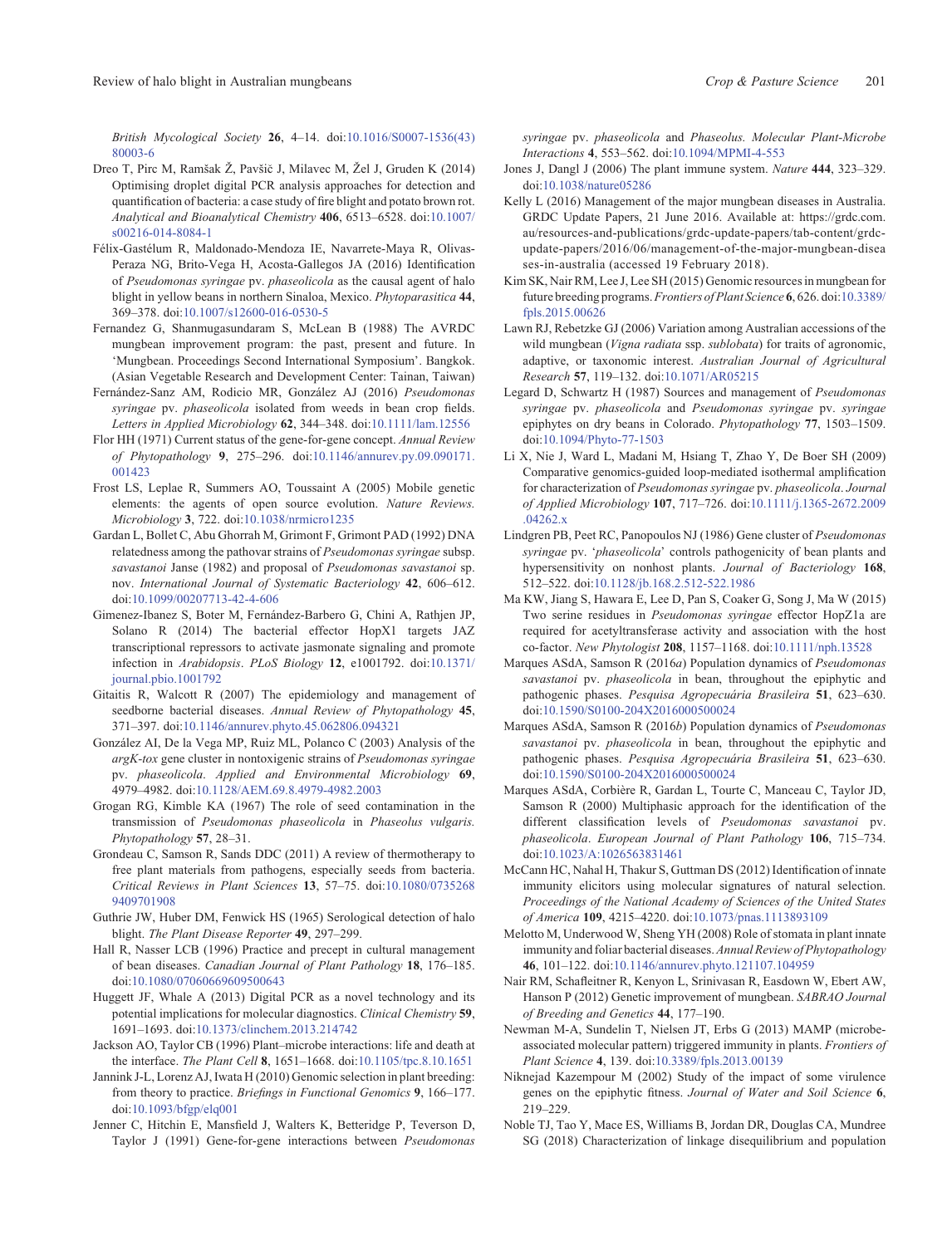*British Mycological Society* **26**, 4–14. doi:10.1016/S0007-1536(43)80003-6

Dreo T, Pirc M, Ramšak Ž, Pavšič J, Milavec M, Žel J, Gruden K (2014) Optimising droplet digital PCR analysis approaches for detection and quantification of bacteria: a case study of fire blight and potato brown rot. *Analytical and Bioanalytical Chemistry* **406**, 6513–6528. doi:10.1007/s00216-014-8084-1

Félix-Gastélum R, Maldonado-Mendoza IE, Navarrete-Maya R, Olivas-Peraza NG, Brito-Vega H, Acosta-Gallegos JA (2016) Identification of *Pseudomonas syringae* pv. *phaseolicola* as the causal agent of halo blight in yellow beans in northern Sinaloa, Mexico. *Phytoparasitica* **44**, 369–378. doi:10.1007/s12600-016-0530-5

Fernandez G, Shanmugasundaram S, McLean B (1988) The AVRDC mungbean improvement program: the past, present and future. In 'Mungbean. Proceedings Second International Symposium'. Bangkok. (Asian Vegetable Research and Development Center: Tainan, Taiwan)

Fernández-Sanz AM, Rodicio MR, González AJ (2016) *Pseudomonas syringae* pv. *phaseolicola* isolated from weeds in bean crop fields. *Letters in Applied Microbiology* **62**, 344–348. doi:10.1111/lam.12556

Flor HH (1971) Current status of the gene-for-gene concept. *Annual Review of Phytopathology* **9**, 275–296. doi:10.1146/annurev.py.09.090171.001423

Frost LS, Leplae R, Summers AO, Toussaint A (2005) Mobile genetic elements: the agents of open source evolution. *Nature Reviews. Microbiology* **3**, 722. doi:10.1038/nrmicro1235

Gardan L, Bollet C, Abu Ghorrah M, Grimont F, Grimont PAD (1992) DNA relatedness among the pathovar strains of *Pseudomonas syringae* subsp. *savastanoi* Janse (1982) and proposal of *Pseudomonas savastanoi* sp. nov. *International Journal of Systematic Bacteriology* **42**, 606–612. doi:10.1099/00207713-42-4-606

Gimenez-Ibanez S, Boter M, Fernández-Barbero G, Chini A, Rathjen JP, Solano R (2014) The bacterial effector HopX1 targets JAZ transcriptional repressors to activate jasmonate signaling and promote infection in *Arabidopsis*. *PLoS Biology* **12**, e1001792. doi:10.1371/journal.pbio.1001792

Gitaitis R, Walcott R (2007) The epidemiology and management of seedborne bacterial diseases. *Annual Review of Phytopathology* **45**, 371–397. doi:10.1146/annurev.phyto.45.062806.094321

González AI, De la Vega MP, Ruiz ML, Polanco C (2003) Analysis of the *argK-tox* gene cluster in nontoxigenic strains of *Pseudomonas syringae* pv. *phaseolicola*. *Applied and Environmental Microbiology* **69**, 4979–4982. doi:10.1128/AEM.69.8.4979-4982.2003

Grogan RG, Kimble KA (1967) The role of seed contamination in the transmission of *Pseudomonas phaseolicola* in *Phaseolus vulgaris*. *Phytopathology* **57**, 28–31.

Grondeau C, Samson R, Sands DDC (2011) A review of thermotherapy to free plant materials from pathogens, especially seeds from bacteria. *Critical Reviews in Plant Sciences* **13**, 57–75. doi:10.1080/07352689409701908

Guthrie JW, Huber DM, Fenwick HS (1965) Serological detection of halo blight. *The Plant Disease Reporter* **49**, 297–299.

Hall R, Nasser LCB (1996) Practice and precept in cultural management of bean diseases. *Canadian Journal of Plant Pathology* **18**, 176–185. doi:10.1080/07060669609500643

Huggett JF, Whale A (2013) Digital PCR as a novel technology and its potential implications for molecular diagnostics. *Clinical Chemistry* **59**, 1691–1693. doi:10.1373/clinchem.2013.214742

Jackson AO, Taylor CB (1996) Plant–microbe interactions: life and death at the interface. *The Plant Cell* **8**, 1651–1668. doi:10.1105/tpc.8.10.1651

Jannink J-L, Lorenz AJ, Iwata H (2010) Genomic selection in plant breeding: from theory to practice. *Briefings in Functional Genomics* **9**, 166–177. doi:10.1093/bfgp/elq001

Jenner C, Hitchin E, Mansfield J, Walters K, Betteridge P, Teverson D, Taylor J (1991) Gene-for-gene interactions between *Pseudomonas syringae* pv. *phaseolicola* and *Phaseolus*. *Molecular Plant-Microbe Interactions* **4**, 553–562. doi:10.1094/MPMI-4-553

Jones J, Dangl J (2006) The plant immune system. *Nature* **444**, 323–329. doi:10.1038/nature05286

Kelly L (2016) Management of the major mungbean diseases in Australia. GRDC Update Papers, 21 June 2016. Available at: https://grdc.com.au/resources-and-publications/grdc-update-papers/tab-content/grdc-update-papers/2016/06/management-of-the-major-mungbean-diseases-in-australia (accessed 19 February 2018).

Kim SK, Nair RM, Lee J, Lee SH (2015) Genomic resources in mungbean for future breeding programs. *Frontiers of Plant Science* **6**, 626. doi:10.3389/fpls.2015.00626

Lawn RJ, Rebetzke GJ (2006) Variation among Australian accessions of the wild mungbean (*Vigna radiata* ssp. *sublobata*) for traits of agronomic, adaptive, or taxonomic interest. *Australian Journal of Agricultural Research* **57**, 119–132. doi:10.1071/AR05215

Legard D, Schwartz H (1987) Sources and management of *Pseudomonas syringae* pv. *phaseolicola* and *Pseudomonas syringae* pv. *syringae* epiphytes on dry beans in Colorado. *Phytopathology* **77**, 1503–1509. doi:10.1094/Phyto-77-1503

Li X, Nie J, Ward L, Madani M, Hsiang T, Zhao Y, De Boer SH (2009) Comparative genomics-guided loop-mediated isothermal amplification for characterization of *Pseudomonas syringae* pv. *phaseolicola*. *Journal of Applied Microbiology* **107**, 717–726. doi:10.1111/j.1365-2672.2009.04262.x

Lindgren PB, Peet RC, Panopoulos NJ (1986) Gene cluster of *Pseudomonas syringae* pv. '*phaseolicola*' controls pathogenicity of bean plants and hypersensitivity on nonhost plants. *Journal of Bacteriology* **168**, 512–522. doi:10.1128/jb.168.2.512-522.1986

Ma KW, Jiang S, Hawara E, Lee D, Pan S, Coaker G, Song J, Ma W (2015) Two serine residues in *Pseudomonas syringae* effector HopZ1a are required for acetyltransferase activity and association with the host co-factor. *New Phytologist* **208**, 1157–1168. doi:10.1111/nph.13528

Marques ASdA, Samson R (2016*a*) Population dynamics of *Pseudomonas savastanoi* pv. *phaseolicola* in bean, throughout the epiphytic and pathogenic phases. *Pesquisa Agropecuária Brasileira* **51**, 623–630. doi:10.1590/S0100-204X2016000500024

Marques ASdA, Samson R (2016*b*) Population dynamics of *Pseudomonas savastanoi* pv. *phaseolicola* in bean, throughout the epiphytic and pathogenic phases. *Pesquisa Agropecuária Brasileira* **51**, 623–630. doi:10.1590/S0100-204X2016000500024

Marques ASdA, Corbière R, Gardan L, Tourte C, Manceau C, Taylor JD, Samson R (2000) Multiphasic approach for the identification of the different classification levels of *Pseudomonas savastanoi* pv. *phaseolicola*. *European Journal of Plant Pathology* **106**, 715–734. doi:10.1023/A:1026563831461

McCann HC, Nahal H, Thakur S, Guttman DS (2012) Identification of innate immunity elicitors using molecular signatures of natural selection. *Proceedings of the National Academy of Sciences of the United States of America* **109**, 4215–4220. doi:10.1073/pnas.1113893109

Melotto M, Underwood W, Sheng YH (2008) Role of stomata in plant innate immunity and foliar bacterial diseases. *Annual Review of Phytopathology* **46**, 101–122. doi:10.1146/annurev.phyto.121107.104959

Nair RM, Schafleitner R, Kenyon L, Srinivasan R, Easdown W, Ebert AW, Hanson P (2012) Genetic improvement of mungbean. *SABRAO Journal of Breeding and Genetics* **44**, 177–190.

Newman M-A, Sundelin T, Nielsen JT, Erbs G (2013) MAMP (microbe-associated molecular pattern) triggered immunity in plants. *Frontiers of Plant Science* **4**, 139. doi:10.3389/fpls.2013.00139

Niknejad Kazempour M (2002) Study of the impact of some virulence genes on the epiphytic fitness. *Journal of Water and Soil Science* **6**, 219–229.

Noble TJ, Tao Y, Mace ES, Williams B, Jordan DR, Douglas CA, Mundree SG (2018) Characterization of linkage disequilibrium and population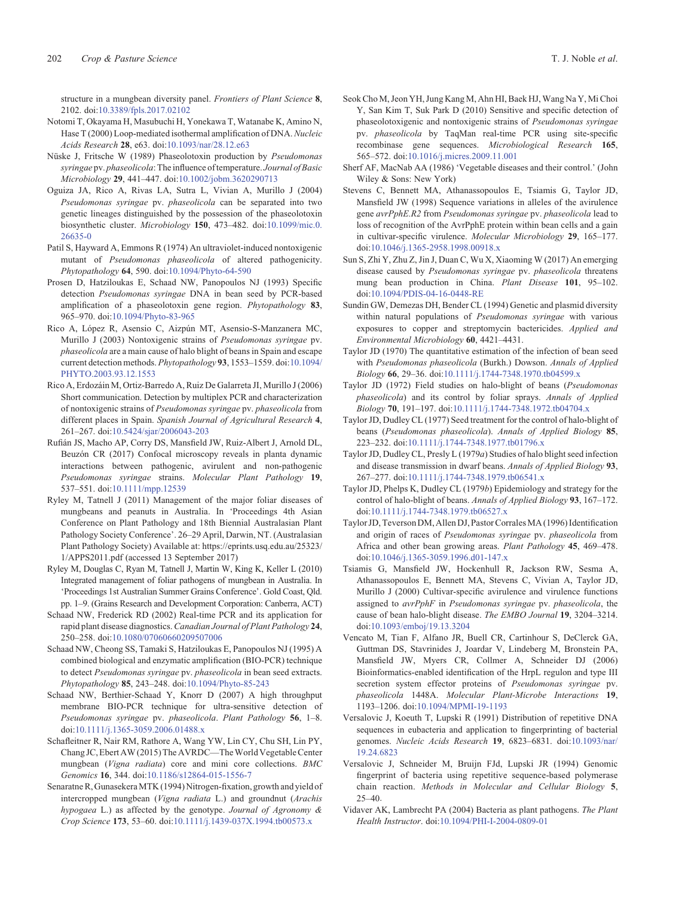structure in a mungbean diversity panel. *Frontiers of Plant Science* **8**, 2102. doi:10.3389/fpls.2017.02102

Notomi T, Okayama H, Masubuchi H, Yonekawa T, Watanabe K, Amino N, Hase T (2000) Loop-mediated isothermal amplification of DNA. *Nucleic Acids Research* **28**, e63. doi:10.1093/nar/28.12.e63

Nüske J, Fritsche W (1989) Phaseolotoxin production by *Pseudomonas syringae* pv. *phaseolicola*: The influence of temperature. *Journal of Basic Microbiology* **29**, 441–447. doi:10.1002/jobm.3620290713

Oguiza JA, Rico A, Rivas LA, Sutra L, Vivian A, Murillo J (2004) *Pseudomonas syringae* pv. *phaseolicola* can be separated into two genetic lineages distinguished by the possession of the phaseolotoxin biosynthetic cluster. *Microbiology* **150**, 473–482. doi:10.1099/mic.0.26635-0

Patil S, Hayward A, Emmons R (1974) An ultraviolet-induced nontoxigenic mutant of *Pseudomonas phaseolicola* of altered pathogenicity. *Phytopathology* **64**, 590. doi:10.1094/Phyto-64-590

Prosen D, Hatziloukas E, Schaad NW, Panopoulos NJ (1993) Specific detection *Pseudomonas syringae* DNA in bean seed by PCR-based amplification of a phaseolotoxin gene region. *Phytopathology* **83**, 965–970. doi:10.1094/Phyto-83-965

Rico A, López R, Asensio C, Aizpún MT, Asensio-S-Manzanera MC, Murillo J (2003) Nontoxigenic strains of *Pseudomonas syringae* pv. *phaseolicola* are a main cause of halo blight of beans in Spain and escape current detection methods. *Phytopathology* **93**, 1553–1559. doi:10.1094/PHYTO.2003.93.12.1553

Rico A, Erdozáin M, Ortiz-Barredo A, Ruiz De Galarreta JI, Murillo J (2006) Short communication. Detection by multiplex PCR and characterization of nontoxigenic strains of *Pseudomonas syringae* pv. *phaseolicola* from different places in Spain. *Spanish Journal of Agricultural Research* **4**, 261–267. doi:10.5424/sjar/2006043-203

Rufián JS, Macho AP, Corry DS, Mansfield JW, Ruiz-Albert J, Arnold DL, Beuzón CR (2017) Confocal microscopy reveals in planta dynamic interactions between pathogenic, avirulent and non-pathogenic *Pseudomonas syringae* strains. *Molecular Plant Pathology* **19**, 537–551. doi:10.1111/mpp.12539

Ryley M, Tatnell J (2011) Management of the major foliar diseases of mungbeans and peanuts in Australia. In 'Proceedings 4th Asian Conference on Plant Pathology and 18th Biennial Australasian Plant Pathology Society Conference'. 26–29 April, Darwin, NT. (Australasian Plant Pathology Society) Available at: https://eprints.usq.edu.au/25323/1/APPS2011.pdf (accessed 13 September 2017)

Ryley M, Douglas C, Ryan M, Tatnell J, Martin W, King K, Keller L (2010) Integrated management of foliar pathogens of mungbean in Australia. In 'Proceedings 1st Australian Summer Grains Conference'. Gold Coast, Qld. pp. 1–9. (Grains Research and Development Corporation: Canberra, ACT)

Schaad NW, Frederick RD (2002) Real-time PCR and its application for rapid plant disease diagnostics. *Canadian Journal of Plant Pathology* **24**, 250–258. doi:10.1080/07060660209507006

Schaad NW, Cheong SS, Tamaki S, Hatziloukas E, Panopoulos NJ (1995) A combined biological and enzymatic amplification (BIO-PCR) technique to detect *Pseudomonas syringae* pv. *phaseolicola* in bean seed extracts. *Phytopathology* **85**, 243–248. doi:10.1094/Phyto-85-243

Schaad NW, Berthier-Schaad Y, Knorr D (2007) A high throughput membrane BIO-PCR technique for ultra-sensitive detection of *Pseudomonas syringae* pv. *phaseolicola*. *Plant Pathology* **56**, 1–8. doi:10.1111/j.1365-3059.2006.01488.x

Schafleitner R, Nair RM, Rathore A, Wang YW, Lin CY, Chu SH, Lin PY, Chang JC, Ebert AW (2015) The AVRDC—The World Vegetable Center mungbean (*Vigna radiata*) core and mini core collections. *BMC Genomics* **16**, 344. doi:10.1186/s12864-015-1556-7

Senaratne R, Gunasekera MTK (1994) Nitrogen-fixation, growth and yield of intercropped mungbean (*Vigna radiata* L.) and groundnut (*Arachis hypogaea* L.) as affected by the genotype. *Journal of Agronomy & Crop Science* **173**, 53–60. doi:10.1111/j.1439-037X.1994.tb00573.x

Seok Cho M, Jeon YH, Jung Kang M, Ahn HI, Baek HJ, Wang Na Y, Mi Choi Y, San Kim T, Suk Park D (2010) Sensitive and specific detection of phaseolotoxigenic and nontoxigenic strains of *Pseudomonas syringae* pv. *phaseolicola* by TaqMan real-time PCR using site-specific recombinase gene sequences. *Microbiological Research* **165**, 565–572. doi:10.1016/j.micres.2009.11.001

Sherf AF, MacNab AA (1986) 'Vegetable diseases and their control.' (John Wiley & Sons: New York)

Stevens C, Bennett MA, Athanassopoulos E, Tsiamis G, Taylor JD, Mansfield JW (1998) Sequence variations in alleles of the avirulence gene *avrPphE.R2* from *Pseudomonas syringae* pv. *phaseolicola* lead to loss of recognition of the AvrPphE protein within bean cells and a gain in cultivar-specific virulence. *Molecular Microbiology* **29**, 165–177. doi:10.1046/j.1365-2958.1998.00918.x

Sun S, Zhi Y, Zhu Z, Jin J, Duan C, Wu X, Xiaoming W (2017) An emerging disease caused by *Pseudomonas syringae* pv. *phaseolicola* threatens mung bean production in China. *Plant Disease* **101**, 95–102. doi:10.1094/PDIS-04-16-0448-RE

Sundin GW, Demezas DH, Bender CL (1994) Genetic and plasmid diversity within natural populations of *Pseudomonas syringae* with various exposures to copper and streptomycin bactericides. *Applied and Environmental Microbiology* **60**, 4421–4431.

Taylor JD (1970) The quantitative estimation of the infection of bean seed with *Pseudomonas phaseolicola* (Burkh.) Dowson. *Annals of Applied Biology* **66**, 29–36. doi:10.1111/j.1744-7348.1970.tb04599.x

Taylor JD (1972) Field studies on halo-blight of beans (*Pseudomonas phaseolicola*) and its control by foliar sprays. *Annals of Applied Biology* **70**, 191–197. doi:10.1111/j.1744-7348.1972.tb04704.x

Taylor JD, Dudley CL (1977) Seed treatment for the control of halo-blight of beans (*Pseudomonas phaseolicola*). *Annals of Applied Biology* **85**, 223–232. doi:10.1111/j.1744-7348.1977.tb01796.x

Taylor JD, Dudley CL, Presly L (1979*a*) Studies of halo blight seed infection and disease transmission in dwarf beans. *Annals of Applied Biology* **93**, 267–277. doi:10.1111/j.1744-7348.1979.tb06541.x

Taylor JD, Phelps K, Dudley CL (1979*b*) Epidemiology and strategy for the control of halo-blight of beans. *Annals of Applied Biology* **93**, 167–172. doi:10.1111/j.1744-7348.1979.tb06527.x

Taylor JD, Teverson DM, Allen DJ, Pastor Corrales MA (1996) Identification and origin of races of *Pseudomonas syringae* pv. *phaseolicola* from Africa and other bean growing areas. *Plant Pathology* **45**, 469–478. doi:10.1046/j.1365-3059.1996.d01-147.x

Tsiamis G, Mansfield JW, Hockenhull R, Jackson RW, Sesma A, Athanassopoulos E, Bennett MA, Stevens C, Vivian A, Taylor JD, Murillo J (2000) Cultivar-specific avirulence and virulence functions assigned to *avrPphF* in *Pseudomonas syringae* pv. *phaseolicola*, the cause of bean halo-blight disease. *The EMBO Journal* **19**, 3204–3214. doi:10.1093/emboj/19.13.3204

Vencato M, Tian F, Alfano JR, Buell CR, Cartinhour S, DeClerck GA, Guttman DS, Stavrinides J, Joardar V, Lindeberg M, Bronstein PA, Mansfield JW, Myers CR, Collmer A, Schneider DJ (2006) Bioinformatics-enabled identification of the HrpL regulon and type III secretion system effector proteins of *Pseudomonas syringae* pv. *phaseolicola* 1448A. *Molecular Plant-Microbe Interactions* **19**, 1193–1206. doi:10.1094/MPMI-19-1193

Versalovic J, Koeuth T, Lupski R (1991) Distribution of repetitive DNA sequences in eubacteria and application to fingerprinting of bacterial genomes. *Nucleic Acids Research* **19**, 6823–6831. doi:10.1093/nar/19.24.6823

Versalovic J, Schneider M, Bruijn FJd, Lupski JR (1994) Genomic fingerprint of bacteria using repetitive sequence-based polymerase chain reaction. *Methods in Molecular and Cellular Biology* **5**, 25–40.

Vidaver AK, Lambrecht PA (2004) Bacteria as plant pathogens. *The Plant Health Instructor*. doi:10.1094/PHI-I-2004-0809-01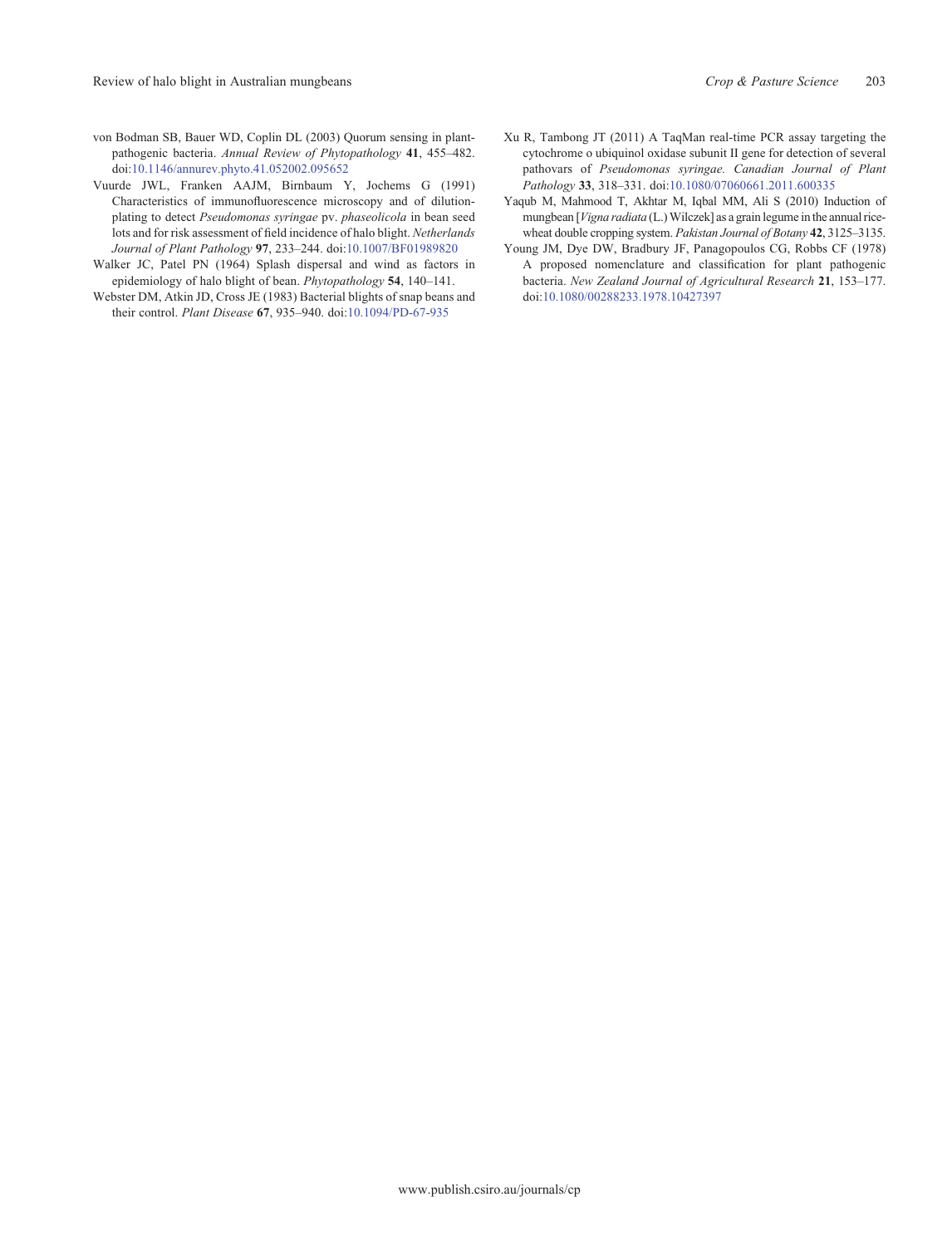von Bodman SB, Bauer WD, Coplin DL (2003) Quorum sensing in plant-pathogenic bacteria. *Annual Review of Phytopathology* **41**, 455–482. doi:10.1146/annurev.phyto.41.052002.095652

Vuurde JWL, Franken AAJM, Birnbaum Y, Jochems G (1991) Characteristics of immunofluorescence microscopy and of dilution-plating to detect *Pseudomonas syringae* pv. *phaseolicola* in bean seed lots and for risk assessment of field incidence of halo blight. *Netherlands Journal of Plant Pathology* **97**, 233–244. doi:10.1007/BF01989820

Walker JC, Patel PN (1964) Splash dispersal and wind as factors in epidemiology of halo blight of bean. *Phytopathology* **54**, 140–141.

Webster DM, Atkin JD, Cross JE (1983) Bacterial blights of snap beans and their control. *Plant Disease* **67**, 935–940. doi:10.1094/PD-67-935

Xu R, Tambong JT (2011) A TaqMan real-time PCR assay targeting the cytochrome o ubiquinol oxidase subunit II gene for detection of several pathovars of *Pseudomonas syringae*. *Canadian Journal of Plant Pathology* **33**, 318–331. doi:10.1080/07060661.2011.600335

Yaqub M, Mahmood T, Akhtar M, Iqbal MM, Ali S (2010) Induction of mungbean [*Vigna radiata* (L.) Wilczek] as a grain legume in the annual rice-wheat double cropping system. *Pakistan Journal of Botany* **42**, 3125–3135.

Young JM, Dye DW, Bradbury JF, Panagopoulos CG, Robbs CF (1978) A proposed nomenclature and classification for plant pathogenic bacteria. *New Zealand Journal of Agricultural Research* **21**, 153–177. doi:10.1080/00288233.1978.10427397